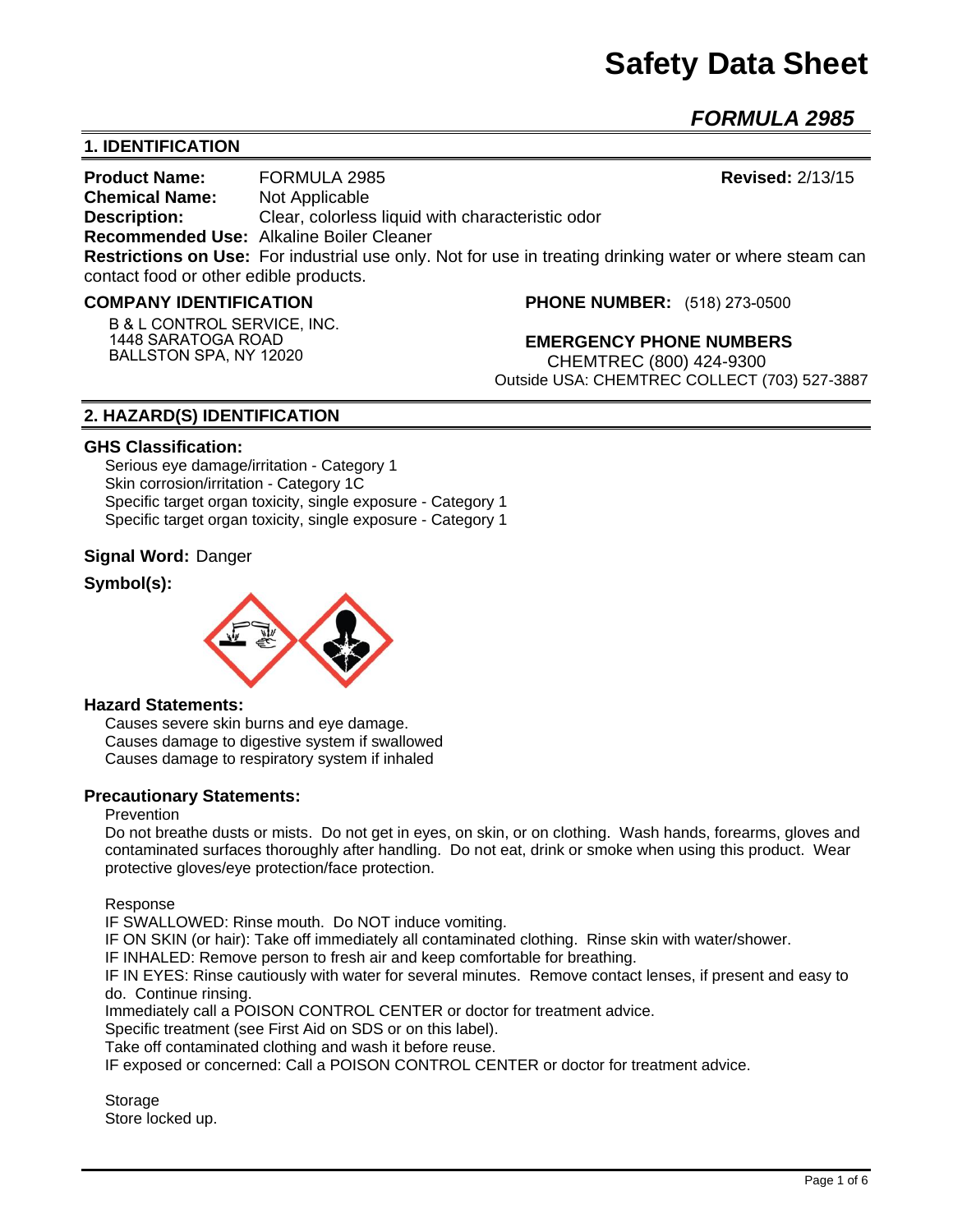# Safety Data Sheet

## *FORMULA 2985*

## 1. IDENTIFICATION

**Product Name:** FORMULA 2985 **Revised:** 2/13/15
**Chemical Name:** Not Applicable
**Description:** Clear, colorless liquid with characteristic odor
**Recommended Use:** Alkaline Boiler Cleaner
**Restrictions on Use:** For industrial use only. Not for use in treating drinking water or where steam can contact food or other edible products.

**COMPANY IDENTIFICATION**

B & L CONTROL SERVICE, INC.
1448 SARATOGA ROAD
BALLSTON SPA, NY 12020

**PHONE NUMBER:** (518) 273-0500

**EMERGENCY PHONE NUMBERS**
CHEMTREC (800) 424-9300
Outside USA: CHEMTREC COLLECT (703) 527-3887

## 2. HAZARD(S) IDENTIFICATION

### GHS Classification:

Serious eye damage/irritation - Category 1
Skin corrosion/irritation - Category 1C
Specific target organ toxicity, single exposure - Category 1
Specific target organ toxicity, single exposure - Category 1

**Signal Word:** Danger

**Symbol(s):**

### Hazard Statements:

Causes severe skin burns and eye damage.
Causes damage to digestive system if swallowed
Causes damage to respiratory system if inhaled

### Precautionary Statements:

Prevention

Do not breathe dusts or mists. Do not get in eyes, on skin, or on clothing. Wash hands, forearms, gloves and contaminated surfaces thoroughly after handling. Do not eat, drink or smoke when using this product. Wear protective gloves/eye protection/face protection.

Response

IF SWALLOWED: Rinse mouth. Do NOT induce vomiting.
IF ON SKIN (or hair): Take off immediately all contaminated clothing. Rinse skin with water/shower.
IF INHALED: Remove person to fresh air and keep comfortable for breathing.
IF IN EYES: Rinse cautiously with water for several minutes. Remove contact lenses, if present and easy to do. Continue rinsing.
Immediately call a POISON CONTROL CENTER or doctor for treatment advice.
Specific treatment (see First Aid on SDS or on this label).
Take off contaminated clothing and wash it before reuse.
IF exposed or concerned: Call a POISON CONTROL CENTER or doctor for treatment advice.

Storage

Store locked up.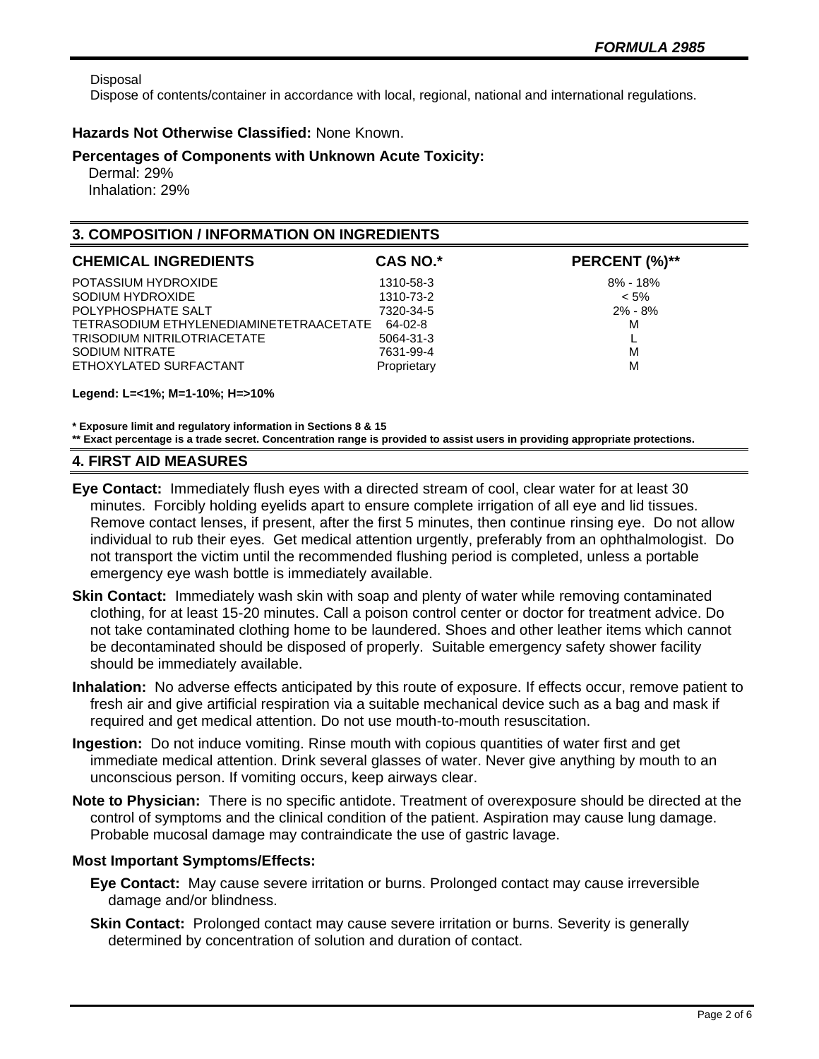Disposal

Dispose of contents/container in accordance with local, regional, national and international regulations.

**Hazards Not Otherwise Classified:** None Known.

**Percentages of Components with Unknown Acute Toxicity:**

Dermal: 29%
Inhalation: 29%

## 3. COMPOSITION / INFORMATION ON INGREDIENTS

| CHEMICAL INGREDIENTS | CAS NO.* | PERCENT (%)** |
|---|---|---|
| POTASSIUM HYDROXIDE | 1310-58-3 | 8% - 18% |
| SODIUM HYDROXIDE | 1310-73-2 | < 5% |
| POLYPHOSPHATE SALT | 7320-34-5 | 2% - 8% |
| TETRASODIUM ETHYLENEDIAMINETETRAACETATE | 64-02-8 | M |
| TRISODIUM NITRILOTRIACETATE | 5064-31-3 | L |
| SODIUM NITRATE | 7631-99-4 | M |
| ETHOXYLATED SURFACTANT | Proprietary | M |

**Legend: L=<1%; M=1-10%; H=>10%**

**\* Exposure limit and regulatory information in Sections 8 & 15**

**\*\* Exact percentage is a trade secret. Concentration range is provided to assist users in providing appropriate protections.**

## 4. FIRST AID MEASURES

**Eye Contact:** Immediately flush eyes with a directed stream of cool, clear water for at least 30 minutes. Forcibly holding eyelids apart to ensure complete irrigation of all eye and lid tissues. Remove contact lenses, if present, after the first 5 minutes, then continue rinsing eye. Do not allow individual to rub their eyes. Get medical attention urgently, preferably from an ophthalmologist. Do not transport the victim until the recommended flushing period is completed, unless a portable emergency eye wash bottle is immediately available.

**Skin Contact:** Immediately wash skin with soap and plenty of water while removing contaminated clothing, for at least 15-20 minutes. Call a poison control center or doctor for treatment advice. Do not take contaminated clothing home to be laundered. Shoes and other leather items which cannot be decontaminated should be disposed of properly. Suitable emergency safety shower facility should be immediately available.

**Inhalation:** No adverse effects anticipated by this route of exposure. If effects occur, remove patient to fresh air and give artificial respiration via a suitable mechanical device such as a bag and mask if required and get medical attention. Do not use mouth-to-mouth resuscitation.

**Ingestion:** Do not induce vomiting. Rinse mouth with copious quantities of water first and get immediate medical attention. Drink several glasses of water. Never give anything by mouth to an unconscious person. If vomiting occurs, keep airways clear.

**Note to Physician:** There is no specific antidote. Treatment of overexposure should be directed at the control of symptoms and the clinical condition of the patient. Aspiration may cause lung damage. Probable mucosal damage may contraindicate the use of gastric lavage.

**Most Important Symptoms/Effects:**

**Eye Contact:** May cause severe irritation or burns. Prolonged contact may cause irreversible damage and/or blindness.

**Skin Contact:** Prolonged contact may cause severe irritation or burns. Severity is generally determined by concentration of solution and duration of contact.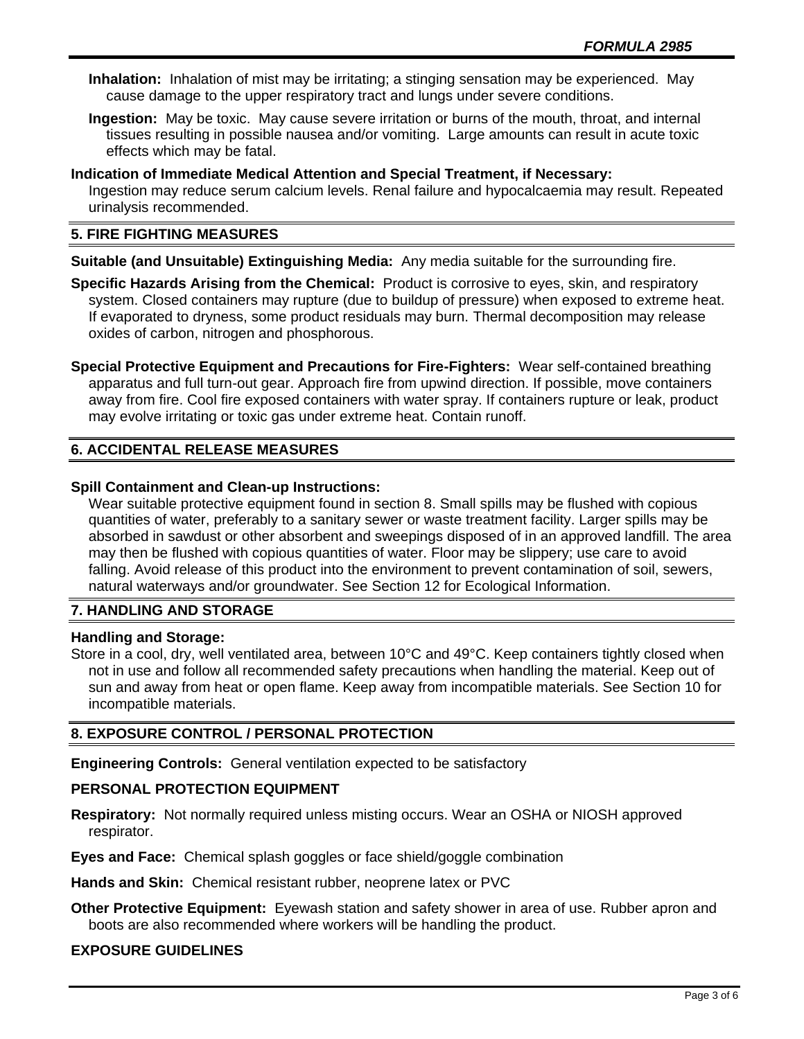**Inhalation:** Inhalation of mist may be irritating; a stinging sensation may be experienced. May cause damage to the upper respiratory tract and lungs under severe conditions.

**Ingestion:** May be toxic. May cause severe irritation or burns of the mouth, throat, and internal tissues resulting in possible nausea and/or vomiting. Large amounts can result in acute toxic effects which may be fatal.

**Indication of Immediate Medical Attention and Special Treatment, if Necessary:**
Ingestion may reduce serum calcium levels. Renal failure and hypocalcaemia may result. Repeated urinalysis recommended.

## 5. FIRE FIGHTING MEASURES

**Suitable (and Unsuitable) Extinguishing Media:** Any media suitable for the surrounding fire.

**Specific Hazards Arising from the Chemical:** Product is corrosive to eyes, skin, and respiratory system. Closed containers may rupture (due to buildup of pressure) when exposed to extreme heat. If evaporated to dryness, some product residuals may burn. Thermal decomposition may release oxides of carbon, nitrogen and phosphorous.

**Special Protective Equipment and Precautions for Fire-Fighters:** Wear self-contained breathing apparatus and full turn-out gear. Approach fire from upwind direction. If possible, move containers away from fire. Cool fire exposed containers with water spray. If containers rupture or leak, product may evolve irritating or toxic gas under extreme heat. Contain runoff.

## 6. ACCIDENTAL RELEASE MEASURES

**Spill Containment and Clean-up Instructions:**
Wear suitable protective equipment found in section 8. Small spills may be flushed with copious quantities of water, preferably to a sanitary sewer or waste treatment facility. Larger spills may be absorbed in sawdust or other absorbent and sweepings disposed of in an approved landfill. The area may then be flushed with copious quantities of water. Floor may be slippery; use care to avoid falling. Avoid release of this product into the environment to prevent contamination of soil, sewers, natural waterways and/or groundwater. See Section 12 for Ecological Information.

## 7. HANDLING AND STORAGE

**Handling and Storage:**
Store in a cool, dry, well ventilated area, between 10°C and 49°C. Keep containers tightly closed when not in use and follow all recommended safety precautions when handling the material. Keep out of sun and away from heat or open flame. Keep away from incompatible materials. See Section 10 for incompatible materials.

## 8. EXPOSURE CONTROL / PERSONAL PROTECTION

**Engineering Controls:** General ventilation expected to be satisfactory

### PERSONAL PROTECTION EQUIPMENT

**Respiratory:** Not normally required unless misting occurs. Wear an OSHA or NIOSH approved respirator.

**Eyes and Face:** Chemical splash goggles or face shield/goggle combination

**Hands and Skin:** Chemical resistant rubber, neoprene latex or PVC

**Other Protective Equipment:** Eyewash station and safety shower in area of use. Rubber apron and boots are also recommended where workers will be handling the product.

### EXPOSURE GUIDELINES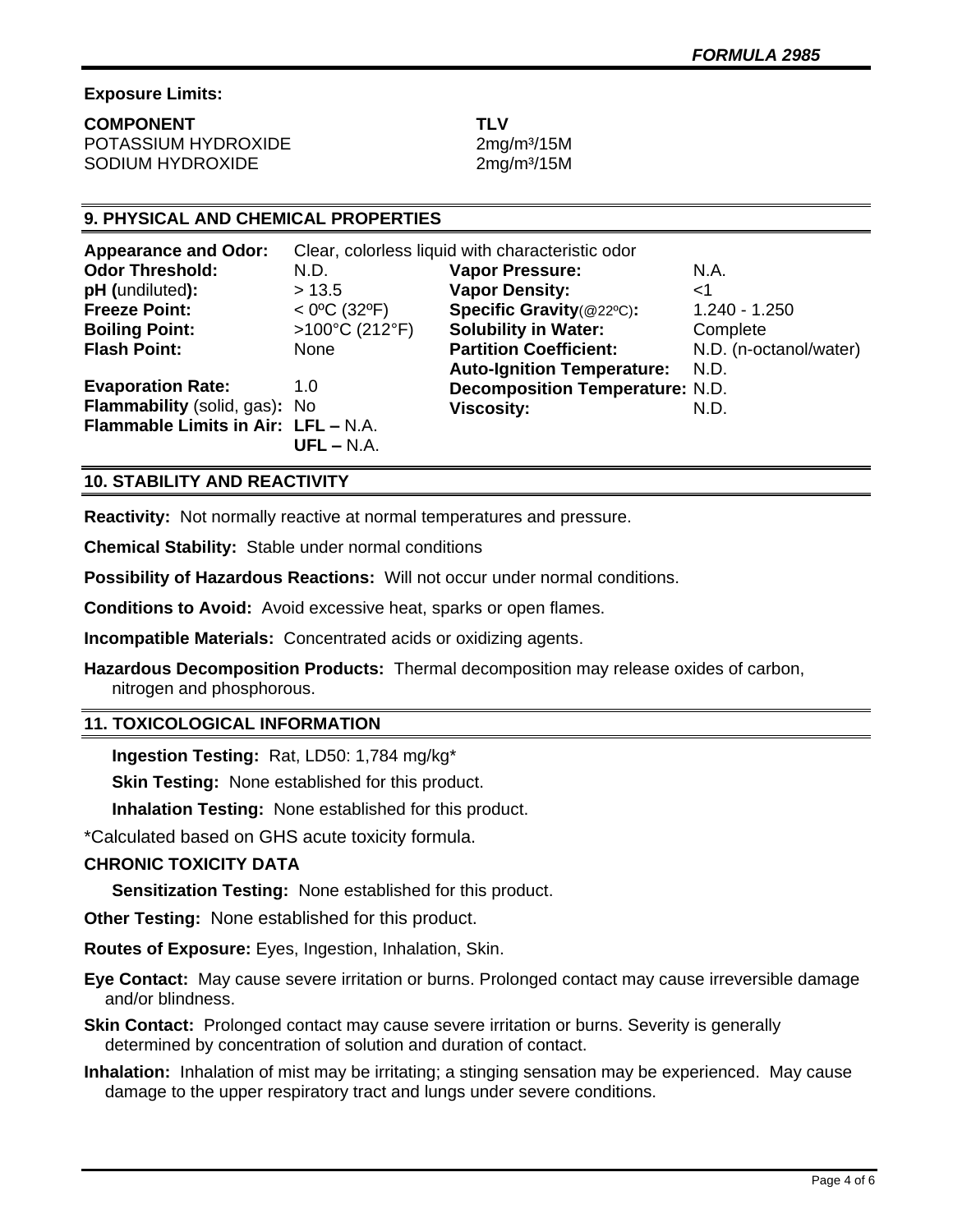**Exposure Limits:**

| COMPONENT | TLV |
|---|---|
| POTASSIUM HYDROXIDE | 2mg/m³/15M |
| SODIUM HYDROXIDE | 2mg/m³/15M |

## 9. PHYSICAL AND CHEMICAL PROPERTIES

**Appearance and Odor:** Clear, colorless liquid with characteristic odor

| | | | |
|---|---|---|---|
| **Odor Threshold:** | N.D. | **Vapor Pressure:** | N.A. |
| **pH** (undiluted)**:** | > 13.5 | **Vapor Density:** | <1 |
| **Freeze Point:** | < 0ºC (32ºF) | **Specific Gravity**(@22ºC)**:** | 1.240 - 1.250 |
| **Boiling Point:** | >100°C (212°F) | **Solubility in Water:** | Complete |
| **Flash Point:** | None | **Partition Coefficient:** | N.D. (n-octanol/water) |
| | | **Auto-Ignition Temperature:** | N.D. |
| **Evaporation Rate:** | 1.0 | **Decomposition Temperature:** | N.D. |
| **Flammability** (solid, gas): | No | **Viscosity:** | N.D. |
| **Flammable Limits in Air:** | **LFL –** N.A. **UFL –** N.A. | | |

## 10. STABILITY AND REACTIVITY

**Reactivity:** Not normally reactive at normal temperatures and pressure.

**Chemical Stability:** Stable under normal conditions

**Possibility of Hazardous Reactions:** Will not occur under normal conditions.

**Conditions to Avoid:** Avoid excessive heat, sparks or open flames.

**Incompatible Materials:** Concentrated acids or oxidizing agents.

**Hazardous Decomposition Products:** Thermal decomposition may release oxides of carbon, nitrogen and phosphorous.

## 11. TOXICOLOGICAL INFORMATION

**Ingestion Testing:** Rat, LD50: 1,784 mg/kg*

**Skin Testing:** None established for this product.

**Inhalation Testing:** None established for this product.

*Calculated based on GHS acute toxicity formula.

**CHRONIC TOXICITY DATA**

**Sensitization Testing:** None established for this product.

**Other Testing:** None established for this product.

**Routes of Exposure:** Eyes, Ingestion, Inhalation, Skin.

**Eye Contact:** May cause severe irritation or burns. Prolonged contact may cause irreversible damage and/or blindness.

**Skin Contact:** Prolonged contact may cause severe irritation or burns. Severity is generally determined by concentration of solution and duration of contact.

**Inhalation:** Inhalation of mist may be irritating; a stinging sensation may be experienced. May cause damage to the upper respiratory tract and lungs under severe conditions.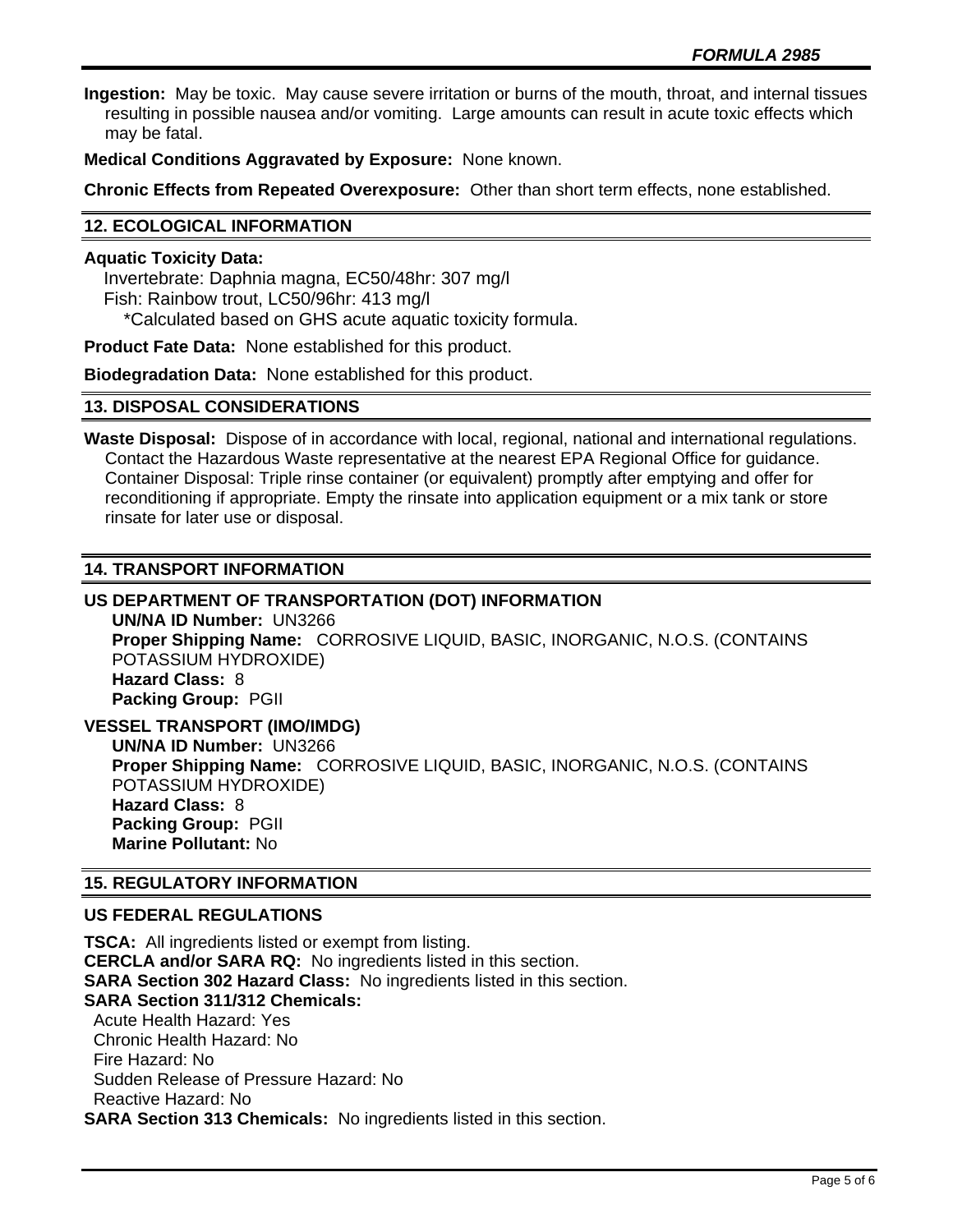**Ingestion:** May be toxic. May cause severe irritation or burns of the mouth, throat, and internal tissues resulting in possible nausea and/or vomiting. Large amounts can result in acute toxic effects which may be fatal.

**Medical Conditions Aggravated by Exposure:** None known.

**Chronic Effects from Repeated Overexposure:** Other than short term effects, none established.

## 12. ECOLOGICAL INFORMATION

**Aquatic Toxicity Data:**

Invertebrate: Daphnia magna, EC50/48hr: 307 mg/l
Fish: Rainbow trout, LC50/96hr: 413 mg/l
*Calculated based on GHS acute aquatic toxicity formula.

**Product Fate Data:** None established for this product.

**Biodegradation Data:** None established for this product.

## 13. DISPOSAL CONSIDERATIONS

**Waste Disposal:** Dispose of in accordance with local, regional, national and international regulations. Contact the Hazardous Waste representative at the nearest EPA Regional Office for guidance. Container Disposal: Triple rinse container (or equivalent) promptly after emptying and offer for reconditioning if appropriate. Empty the rinsate into application equipment or a mix tank or store rinsate for later use or disposal.

## 14. TRANSPORT INFORMATION

### US DEPARTMENT OF TRANSPORTATION (DOT) INFORMATION

**UN/NA ID Number:** UN3266
**Proper Shipping Name:** CORROSIVE LIQUID, BASIC, INORGANIC, N.O.S. (CONTAINS POTASSIUM HYDROXIDE)
**Hazard Class:** 8
**Packing Group:** PGII

### VESSEL TRANSPORT (IMO/IMDG)

**UN/NA ID Number:** UN3266
**Proper Shipping Name:** CORROSIVE LIQUID, BASIC, INORGANIC, N.O.S. (CONTAINS POTASSIUM HYDROXIDE)
**Hazard Class:** 8
**Packing Group:** PGII
**Marine Pollutant:** No

## 15. REGULATORY INFORMATION

### US FEDERAL REGULATIONS

**TSCA:** All ingredients listed or exempt from listing.
**CERCLA and/or SARA RQ:** No ingredients listed in this section.
**SARA Section 302 Hazard Class:** No ingredients listed in this section.
**SARA Section 311/312 Chemicals:**
Acute Health Hazard: Yes
Chronic Health Hazard: No
Fire Hazard: No
Sudden Release of Pressure Hazard: No
Reactive Hazard: No
**SARA Section 313 Chemicals:** No ingredients listed in this section.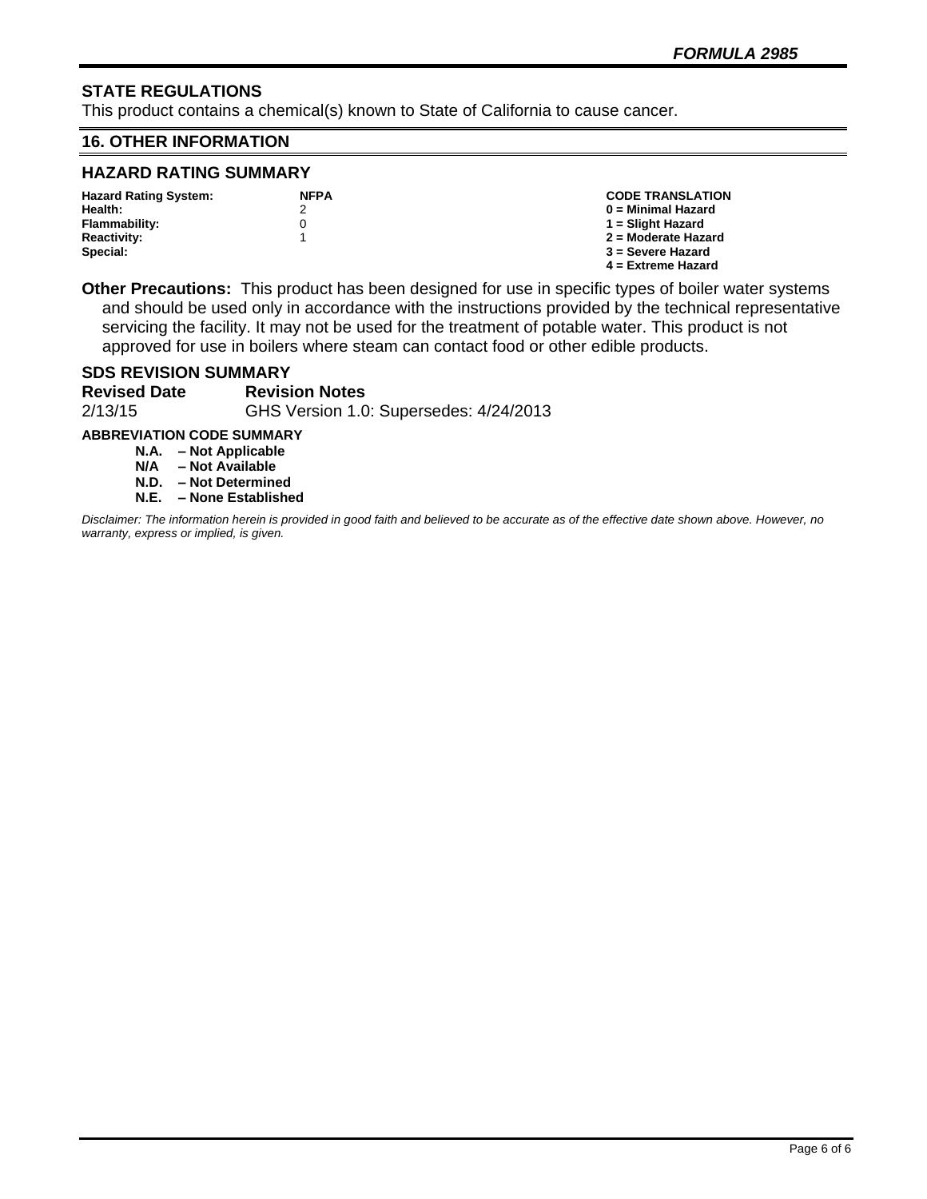## STATE REGULATIONS

This product contains a chemical(s) known to State of California to cause cancer.

## 16. OTHER INFORMATION

### HAZARD RATING SUMMARY

| Hazard Rating System: | NFPA | CODE TRANSLATION |
|---|---|---|
| Health: | 2 | 0 = Minimal Hazard |
| Flammability: | 0 | 1 = Slight Hazard |
| Reactivity: | 1 | 2 = Moderate Hazard |
| Special: | | 3 = Severe Hazard |
| | | 4 = Extreme Hazard |

**Other Precautions:** This product has been designed for use in specific types of boiler water systems and should be used only in accordance with the instructions provided by the technical representative servicing the facility. It may not be used for the treatment of potable water. This product is not approved for use in boilers where steam can contact food or other edible products.

### SDS REVISION SUMMARY

| Revised Date | Revision Notes |
|---|---|
| 2/13/15 | GHS Version 1.0: Supersedes: 4/24/2013 |

**ABBREVIATION CODE SUMMARY**

- **N.A. – Not Applicable**
- **N/A – Not Available**
- **N.D. – Not Determined**
- **N.E. – None Established**

*Disclaimer: The information herein is provided in good faith and believed to be accurate as of the effective date shown above. However, no warranty, express or implied, is given.*